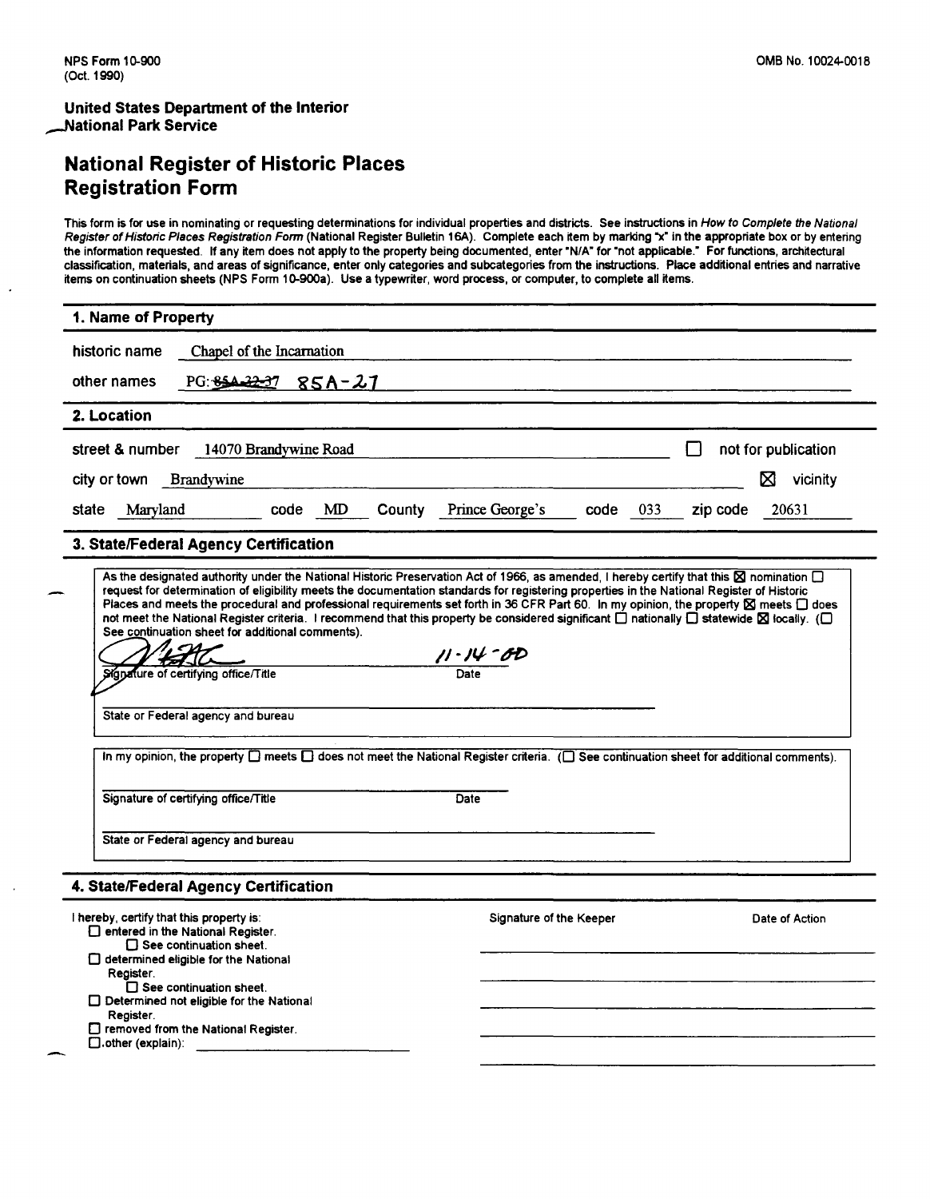NPS Form 10-900
(Oct. 1990)

OMB No. 10024-0018

**United States Department of the Interior**
**National Park Service**

# National Register of Historic Places Registration Form

This form is for use in nominating or requesting determinations for individual properties and districts. See instructions in *How to Complete the National Register of Historic Places Registration Form* (National Register Bulletin 16A). Complete each item by marking "x" in the appropriate box or by entering the information requested. If any item does not apply to the property being documented, enter "N/A" for "not applicable." For functions, architectural classification, materials, and areas of significance, enter only categories and subcategories from the instructions. Place additional entries and narrative items on continuation sheets (NPS Form 10-900a). Use a typewriter, word process, or computer, to complete all items.

## 1. Name of Property

historic name Chapel of the Incarnation

other names PG: ~~85A-22-37~~ 85A-27

## 2. Location

street & number 14070 Brandywine Road ☐ not for publication

city or town Brandywine ☒ vicinity

state Maryland code MD County Prince George's code 033 zip code 20631

## 3. State/Federal Agency Certification

As the designated authority under the National Historic Preservation Act of 1966, as amended, I hereby certify that this ☒ nomination ☐ request for determination of eligibility meets the documentation standards for registering properties in the National Register of Historic Places and meets the procedural and professional requirements set forth in 36 CFR Part 60. In my opinion, the property ☒ meets ☐ does not meet the National Register criteria. I recommend that this property be considered significant ☐ nationally ☐ statewide ☒ locally. (☐ See continuation sheet for additional comments).

[signature] 11-14-00
Signature of certifying office/Title Date

State or Federal agency and bureau

In my opinion, the property ☐ meets ☐ does not meet the National Register criteria. (☐ See continuation sheet for additional comments).

Signature of certifying office/Title Date

State or Federal agency and bureau

## 4. State/Federal Agency Certification

I hereby, certify that this property is:

- ☐ entered in the National Register.
  - ☐ See continuation sheet.
- ☐ determined eligible for the National Register.
  - ☐ See continuation sheet.
- ☐ Determined not eligible for the National Register.
- ☐ removed from the National Register.
- ☐ other (explain): ____________

Signature of the Keeper Date of Action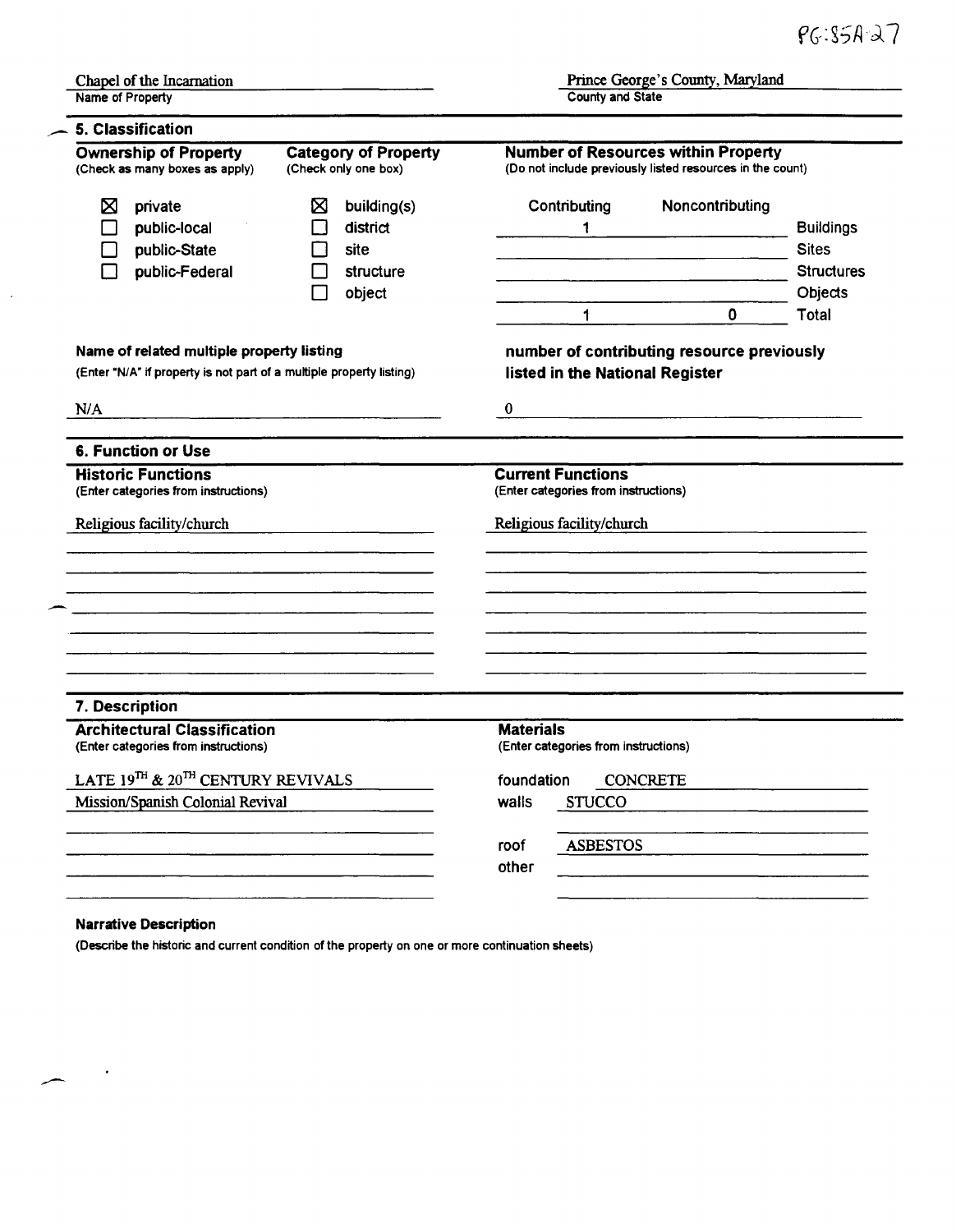PG:85A-27

Chapel of the Incarnation
Name of Property

Prince George's County, Maryland
County and State

## 5. Classification

**Ownership of Property**
(Check as many boxes as apply)

- ☒ private
- ☐ public-local
- ☐ public-State
- ☐ public-Federal

**Category of Property**
(Check only one box)

- ☒ building(s)
- ☐ district
- ☐ site
- ☐ structure
- ☐ object

**Number of Resources within Property**
(Do not include previously listed resources in the count)

| Contributing | Noncontributing | |
|---|---|---|
| 1 | | Buildings |
| | | Sites |
| | | Structures |
| | | Objects |
| 1 | 0 | Total |

**Name of related multiple property listing**
(Enter "N/A" if property is not part of a multiple property listing)

N/A

**number of contributing resource previously listed in the National Register**

0

## 6. Function or Use

**Historic Functions**
(Enter categories from instructions)

Religious facility/church

**Current Functions**
(Enter categories from instructions)

Religious facility/church

## 7. Description

**Architectural Classification**
(Enter categories from instructions)

LATE 19TH & 20TH CENTURY REVIVALS
Mission/Spanish Colonial Revival

**Materials**
(Enter categories from instructions)

foundation CONCRETE
walls STUCCO
roof ASBESTOS
other

**Narrative Description**
(Describe the historic and current condition of the property on one or more continuation sheets)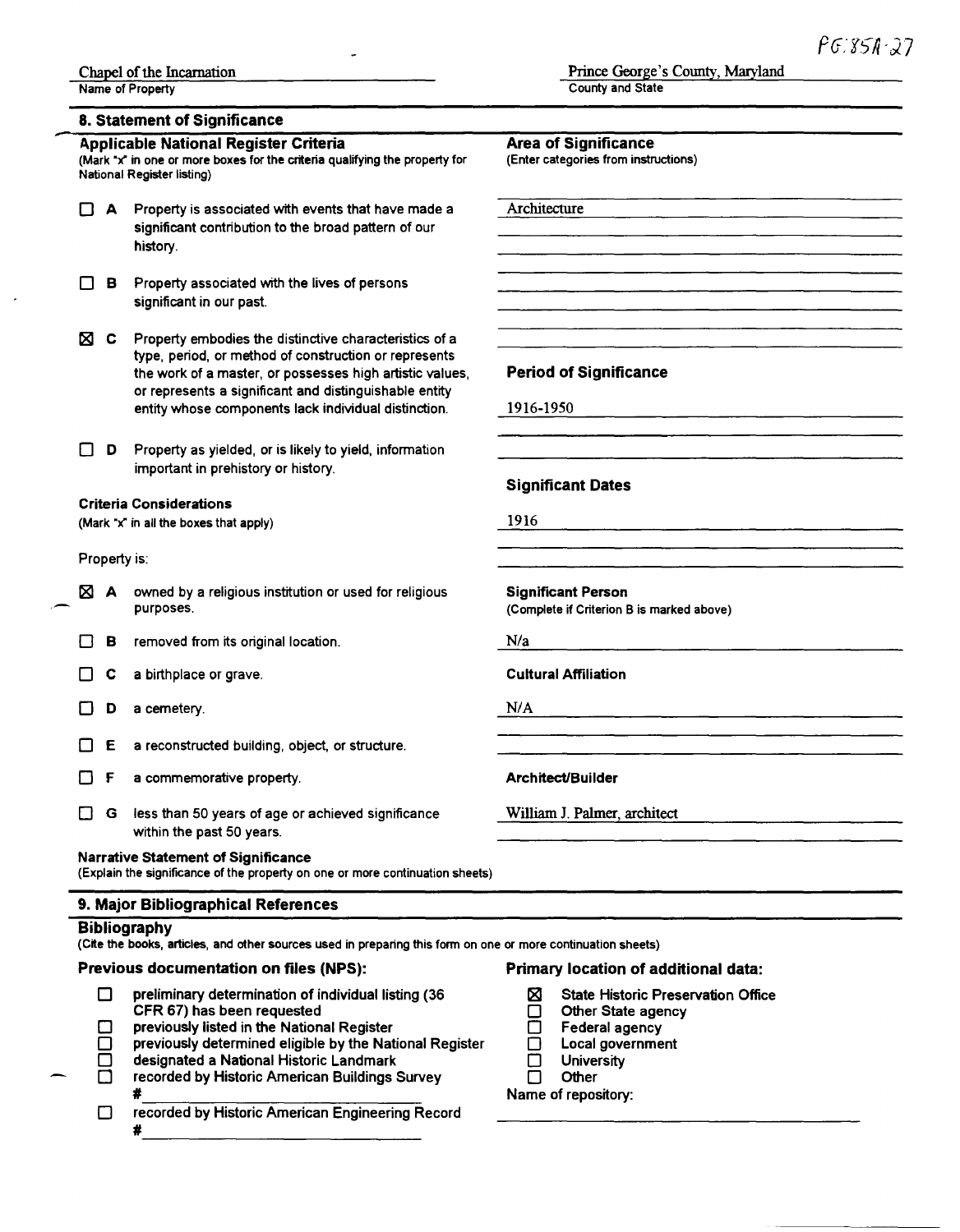PG:85A-27

Chapel of the Incarnation
Name of Property

Prince George's County, Maryland
County and State

## 8. Statement of Significance

**Applicable National Register Criteria**
(Mark "x" in one or more boxes for the criteria qualifying the property for National Register listing)

- ☐ **A** Property is associated with events that have made a significant contribution to the broad pattern of our history.
- ☐ **B** Property associated with the lives of persons significant in our past.
- ☒ **C** Property embodies the distinctive characteristics of a type, period, or method of construction or represents the work of a master, or possesses high artistic values, or represents a significant and distinguishable entity entity whose components lack individual distinction.
- ☐ **D** Property as yielded, or is likely to yield, information important in prehistory or history.

**Criteria Considerations**
(Mark "x" in all the boxes that apply)

Property is:

- ☒ **A** owned by a religious institution or used for religious purposes.
- ☐ **B** removed from its original location.
- ☐ **C** a birthplace or grave.
- ☐ **D** a cemetery.
- ☐ **E** a reconstructed building, object, or structure.
- ☐ **F** a commemorative property.
- ☐ **G** less than 50 years of age or achieved significance within the past 50 years.

**Area of Significance**
(Enter categories from instructions)

Architecture

**Period of Significance**

1916-1950

**Significant Dates**

1916

**Significant Person**
(Complete if Criterion B is marked above)

N/a

**Cultural Affiliation**

N/A

**Architect/Builder**

William J. Palmer, architect

**Narrative Statement of Significance**
(Explain the significance of the property on one or more continuation sheets)

## 9. Major Bibliographical References

**Bibliography**
(Cite the books, articles, and other sources used in preparing this form on one or more continuation sheets)

**Previous documentation on files (NPS):**

- ☐ preliminary determination of individual listing (36 CFR 67) has been requested
- ☐ previously listed in the National Register
- ☐ previously determined eligible by the National Register
- ☐ designated a National Historic Landmark
- ☐ recorded by Historic American Buildings Survey #\_\_\_\_\_\_\_\_
- ☐ recorded by Historic American Engineering Record #\_\_\_\_\_\_\_\_

**Primary location of additional data:**

- ☒ State Historic Preservation Office
- ☐ Other State agency
- ☐ Federal agency
- ☐ Local government
- ☐ University
- ☐ Other

Name of repository: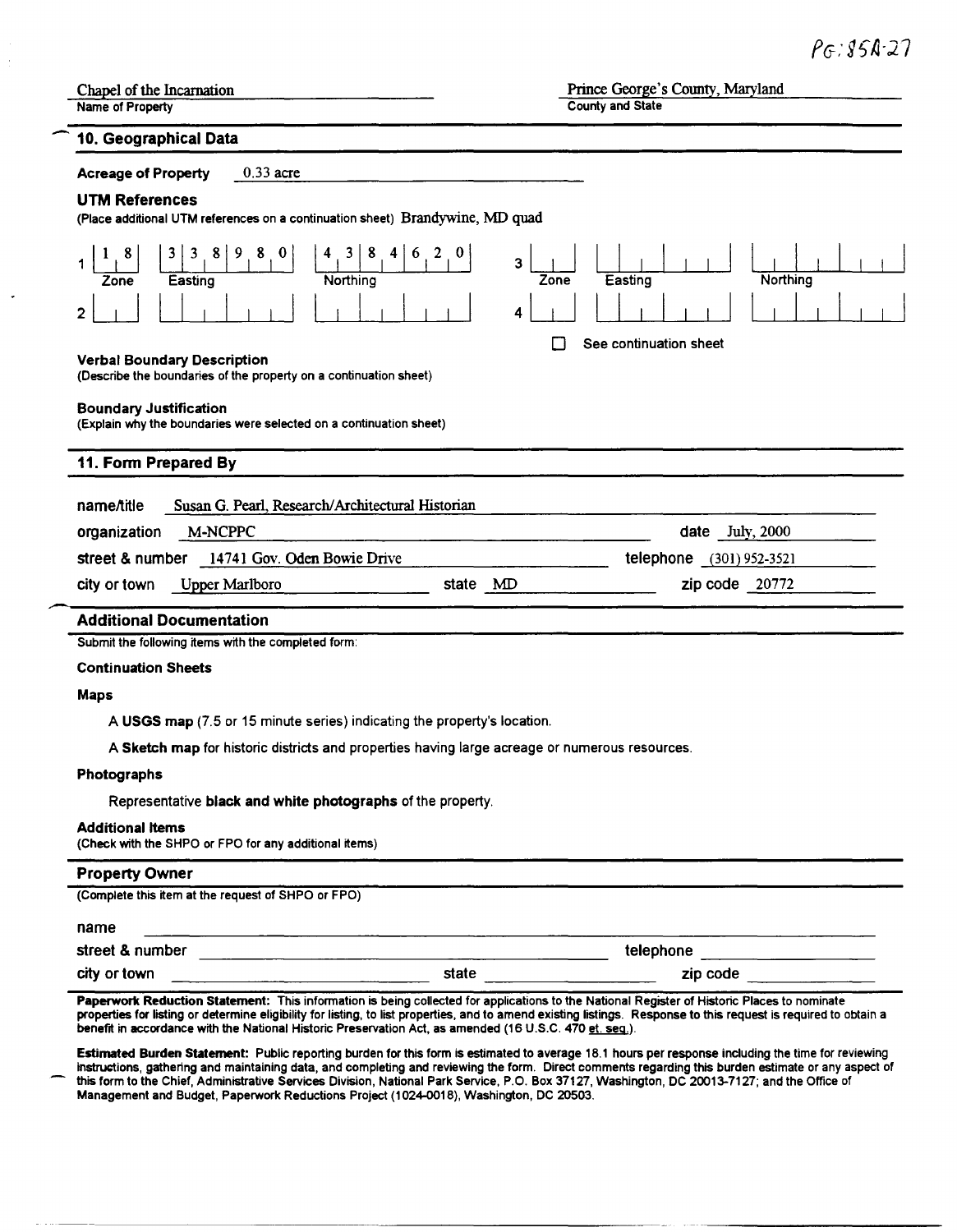PG:85A-27

Chapel of the Incarnation
Name of Property

Prince George's County, Maryland
County and State

## 10. Geographical Data

**Acreage of Property** 0.33 acre

**UTM References**
(Place additional UTM references on a continuation sheet) Brandywine, MD quad

| | Zone | Easting | Northing | | Zone | Easting | Northing |
|---|---|---|---|---|---|---|---|
| 1 | 18 | 338980 | 4384620 | 3 | | | |
| 2 | | | | 4 | | | |

☐ See continuation sheet

**Verbal Boundary Description**
(Describe the boundaries of the property on a continuation sheet)

**Boundary Justification**
(Explain why the boundaries were selected on a continuation sheet)

## 11. Form Prepared By

name/title Susan G. Pearl, Research/Architectural Historian

organization M-NCPPC date July, 2000

street & number 14741 Gov. Oden Bowie Drive telephone (301) 952-3521

city or town Upper Marlboro state MD zip code 20772

## Additional Documentation

Submit the following items with the completed form:

**Continuation Sheets**

**Maps**

A **USGS map** (7.5 or 15 minute series) indicating the property's location.

A **Sketch map** for historic districts and properties having large acreage or numerous resources.

**Photographs**

Representative **black and white photographs** of the property.

**Additional Items**
(Check with the SHPO or FPO for any additional items)

## Property Owner

(Complete this item at the request of SHPO or FPO)

name

street & number telephone

city or town state zip code

**Paperwork Reduction Statement:** This information is being collected for applications to the National Register of Historic Places to nominate properties for listing or determine eligibility for listing, to list properties, and to amend existing listings. Response to this request is required to obtain a benefit in accordance with the National Historic Preservation Act, as amended (16 U.S.C. 470 et. seq.).

**Estimated Burden Statement:** Public reporting burden for this form is estimated to average 18.1 hours per response including the time for reviewing instructions, gathering and maintaining data, and completing and reviewing the form. Direct comments regarding this burden estimate or any aspect of this form to the Chief, Administrative Services Division, National Park Service, P.O. Box 37127, Washington, DC 20013-7127; and the Office of Management and Budget, Paperwork Reductions Project (1024-0018), Washington, DC 20503.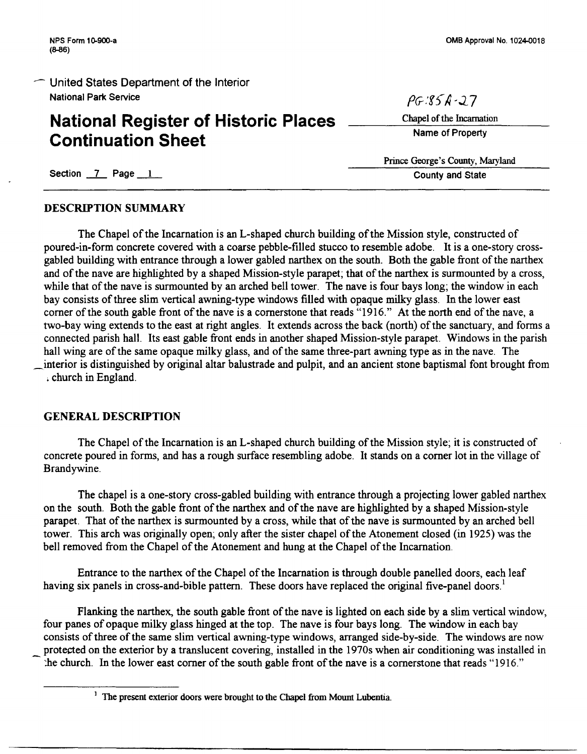NPS Form 10-900-a
(8-86)

OMB Approval No. 1024-0018

United States Department of the Interior
National Park Service

PG:85A-27

# National Register of Historic Places Continuation Sheet

Chapel of the Incarnation
Name of Property

Prince George's County, Maryland
County and State

Section 7 Page 1

## DESCRIPTION SUMMARY

The Chapel of the Incarnation is an L-shaped church building of the Mission style, constructed of poured-in-form concrete covered with a coarse pebble-filled stucco to resemble adobe. It is a one-story cross-gabled building with entrance through a lower gabled narthex on the south. Both the gable front of the narthex and of the nave are highlighted by a shaped Mission-style parapet; that of the narthex is surmounted by a cross, while that of the nave is surmounted by an arched bell tower. The nave is four bays long; the window in each bay consists of three slim vertical awning-type windows filled with opaque milky glass. In the lower east corner of the south gable front of the nave is a cornerstone that reads "1916." At the north end of the nave, a two-bay wing extends to the east at right angles. It extends across the back (north) of the sanctuary, and forms a connected parish hall. Its east gable front ends in another shaped Mission-style parapet. Windows in the parish hall wing are of the same opaque milky glass, and of the same three-part awning type as in the nave. The interior is distinguished by original altar balustrade and pulpit, and an ancient stone baptismal font brought from a church in England.

## GENERAL DESCRIPTION

The Chapel of the Incarnation is an L-shaped church building of the Mission style; it is constructed of concrete poured in forms, and has a rough surface resembling adobe. It stands on a corner lot in the village of Brandywine.

The chapel is a one-story cross-gabled building with entrance through a projecting lower gabled narthex on the south. Both the gable front of the narthex and of the nave are highlighted by a shaped Mission-style parapet. That of the narthex is surmounted by a cross, while that of the nave is surmounted by an arched bell tower. This arch was originally open; only after the sister chapel of the Atonement closed (in 1925) was the bell removed from the Chapel of the Atonement and hung at the Chapel of the Incarnation.

Entrance to the narthex of the Chapel of the Incarnation is through double panelled doors, each leaf having six panels in cross-and-bible pattern. These doors have replaced the original five-panel doors.[1]

Flanking the narthex, the south gable front of the nave is lighted on each side by a slim vertical window, four panes of opaque milky glass hinged at the top. The nave is four bays long. The window in each bay consists of three of the same slim vertical awning-type windows, arranged side-by-side. The windows are now protected on the exterior by a translucent covering, installed in the 1970s when air conditioning was installed in the church. In the lower east corner of the south gable front of the nave is a cornerstone that reads "1916."

[1] The present exterior doors were brought to the Chapel from Mount Lubentia.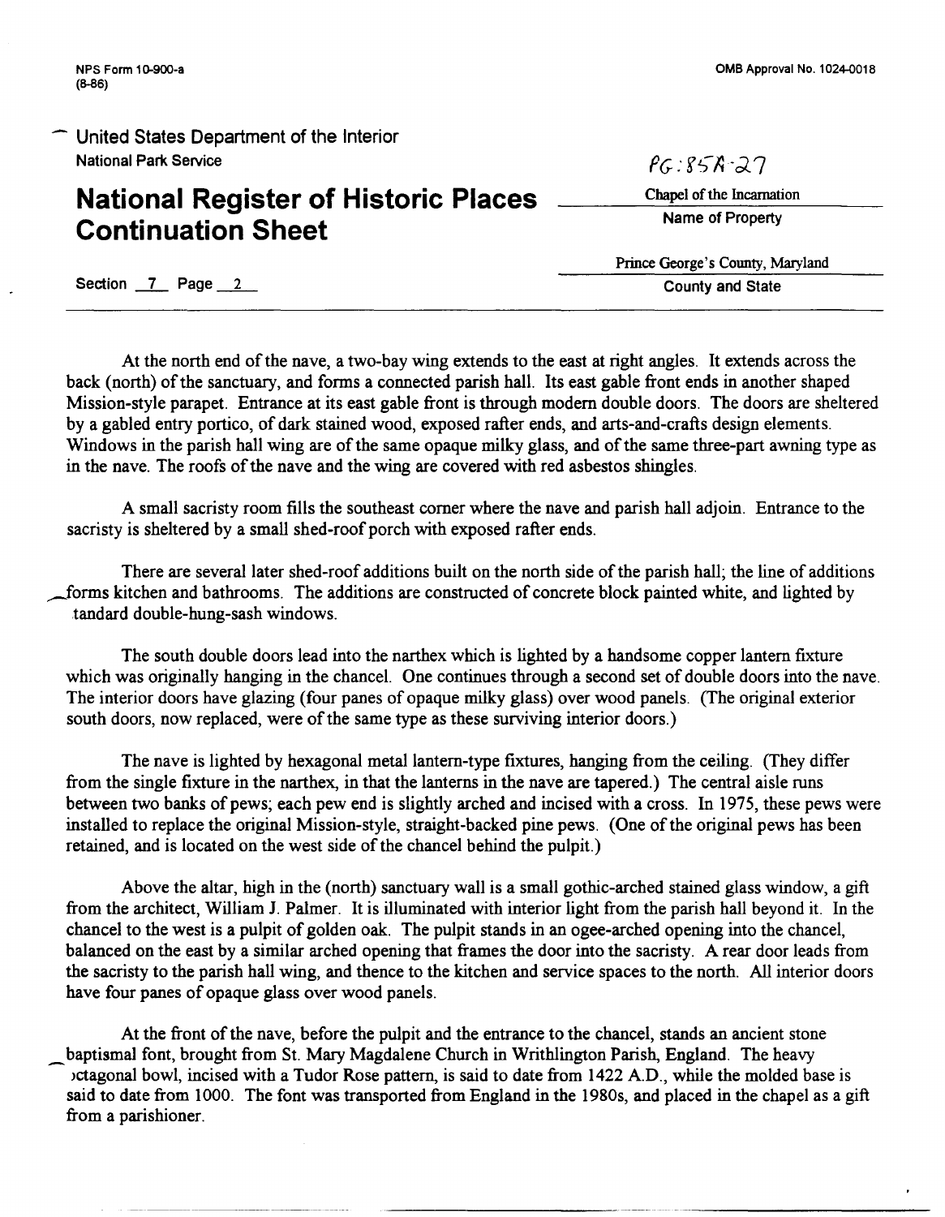NPS Form 10-900-a
(8-86)

OMB Approval No. 1024-0018

United States Department of the Interior
National Park Service

PG:85A-27

# National Register of Historic Places Continuation Sheet

Chapel of the Incarnation
Name of Property

Prince George's County, Maryland
County and State

Section 7 Page 2

At the north end of the nave, a two-bay wing extends to the east at right angles. It extends across the back (north) of the sanctuary, and forms a connected parish hall. Its east gable front ends in another shaped Mission-style parapet. Entrance at its east gable front is through modern double doors. The doors are sheltered by a gabled entry portico, of dark stained wood, exposed rafter ends, and arts-and-crafts design elements. Windows in the parish hall wing are of the same opaque milky glass, and of the same three-part awning type as in the nave. The roofs of the nave and the wing are covered with red asbestos shingles.

A small sacristy room fills the southeast corner where the nave and parish hall adjoin. Entrance to the sacristy is sheltered by a small shed-roof porch with exposed rafter ends.

There are several later shed-roof additions built on the north side of the parish hall; the line of additions forms kitchen and bathrooms. The additions are constructed of concrete block painted white, and lighted by standard double-hung-sash windows.

The south double doors lead into the narthex which is lighted by a handsome copper lantern fixture which was originally hanging in the chancel. One continues through a second set of double doors into the nave. The interior doors have glazing (four panes of opaque milky glass) over wood panels. (The original exterior south doors, now replaced, were of the same type as these surviving interior doors.)

The nave is lighted by hexagonal metal lantern-type fixtures, hanging from the ceiling. (They differ from the single fixture in the narthex, in that the lanterns in the nave are tapered.) The central aisle runs between two banks of pews; each pew end is slightly arched and incised with a cross. In 1975, these pews were installed to replace the original Mission-style, straight-backed pine pews. (One of the original pews has been retained, and is located on the west side of the chancel behind the pulpit.)

Above the altar, high in the (north) sanctuary wall is a small gothic-arched stained glass window, a gift from the architect, William J. Palmer. It is illuminated with interior light from the parish hall beyond it. In the chancel to the west is a pulpit of golden oak. The pulpit stands in an ogee-arched opening into the chancel, balanced on the east by a similar arched opening that frames the door into the sacristy. A rear door leads from the sacristy to the parish hall wing, and thence to the kitchen and service spaces to the north. All interior doors have four panes of opaque glass over wood panels.

At the front of the nave, before the pulpit and the entrance to the chancel, stands an ancient stone baptismal font, brought from St. Mary Magdalene Church in Writhlington Parish, England. The heavy octagonal bowl, incised with a Tudor Rose pattern, is said to date from 1422 A.D., while the molded base is said to date from 1000. The font was transported from England in the 1980s, and placed in the chapel as a gift from a parishioner.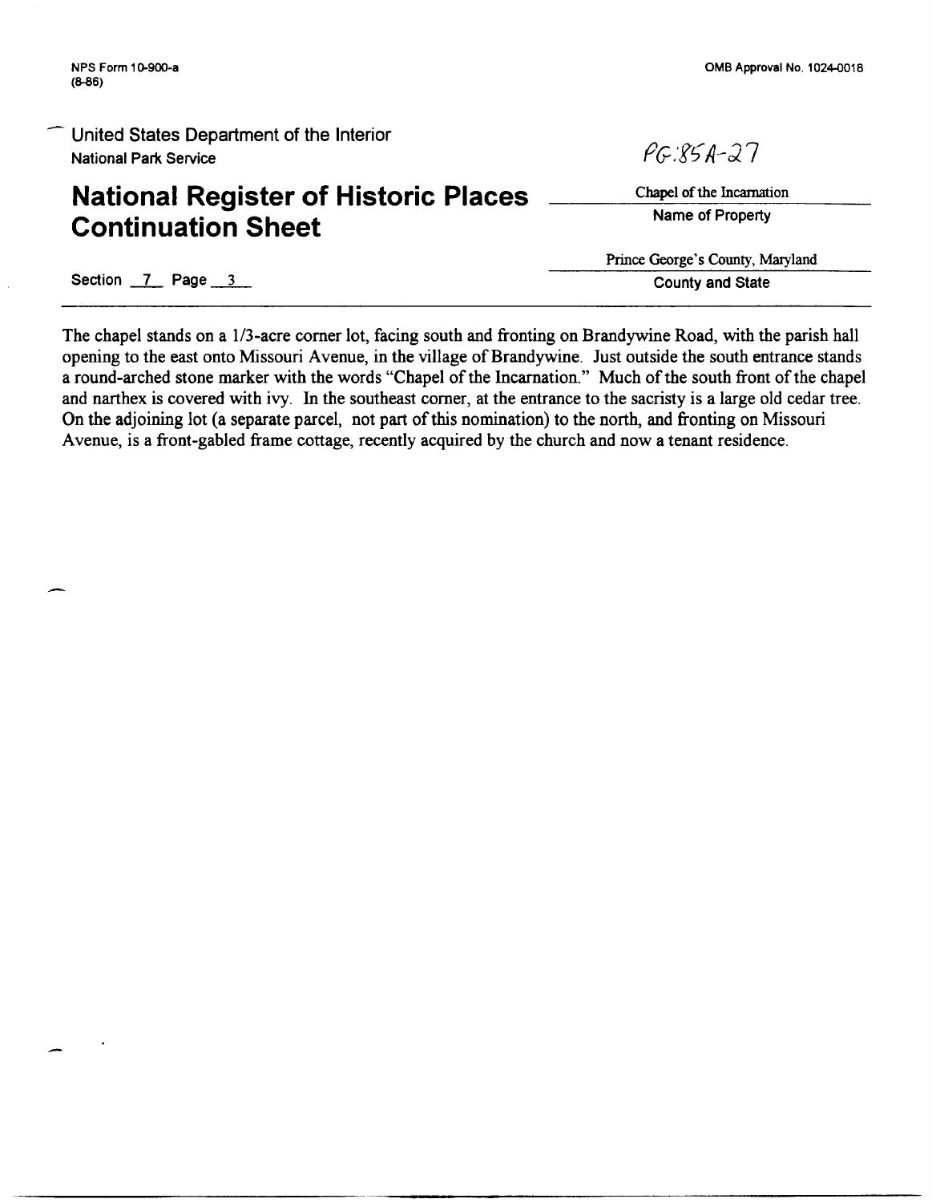NPS Form 10-900-a
(8-86)

OMB Approval No. 1024-0018

United States Department of the Interior
National Park Service

PG:85A-27

# National Register of Historic Places Continuation Sheet

Chapel of the Incarnation
Name of Property

Prince George's County, Maryland
County and State

Section 7 Page 3

The chapel stands on a 1/3-acre corner lot, facing south and fronting on Brandywine Road, with the parish hall opening to the east onto Missouri Avenue, in the village of Brandywine. Just outside the south entrance stands a round-arched stone marker with the words "Chapel of the Incarnation." Much of the south front of the chapel and narthex is covered with ivy. In the southeast corner, at the entrance to the sacristy is a large old cedar tree. On the adjoining lot (a separate parcel, not part of this nomination) to the north, and fronting on Missouri Avenue, is a front-gabled frame cottage, recently acquired by the church and now a tenant residence.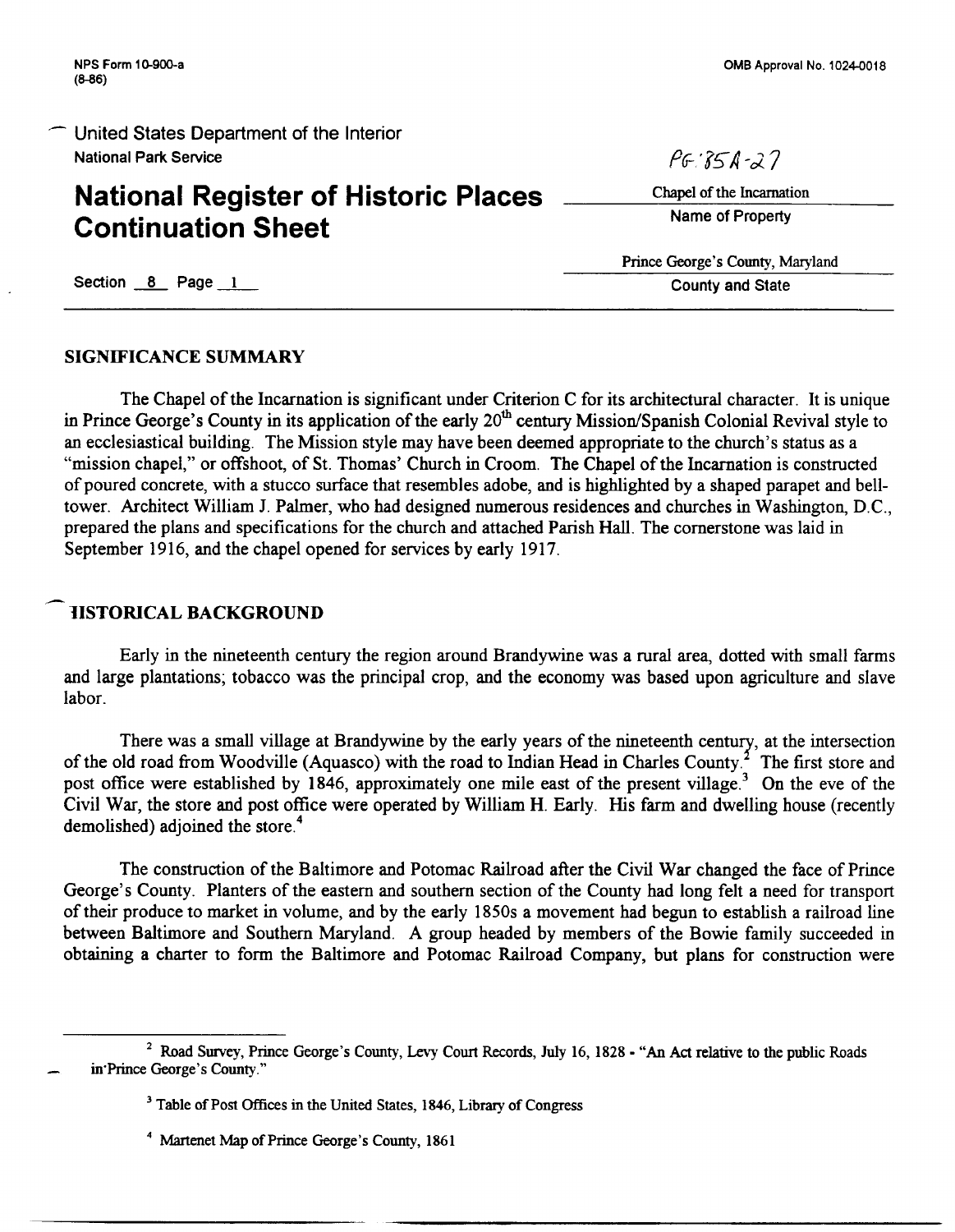NPS Form 10-900-a
(8-86)

OMB Approval No. 1024-0018

United States Department of the Interior
National Park Service

PG:85A-27

# National Register of Historic Places Continuation Sheet

Chapel of the Incarnation
Name of Property

Prince George's County, Maryland
County and State

Section 8 Page 1

## SIGNIFICANCE SUMMARY

The Chapel of the Incarnation is significant under Criterion C for its architectural character. It is unique in Prince George's County in its application of the early 20th century Mission/Spanish Colonial Revival style to an ecclesiastical building. The Mission style may have been deemed appropriate to the church's status as a "mission chapel," or offshoot, of St. Thomas' Church in Croom. The Chapel of the Incarnation is constructed of poured concrete, with a stucco surface that resembles adobe, and is highlighted by a shaped parapet and bell-tower. Architect William J. Palmer, who had designed numerous residences and churches in Washington, D.C., prepared the plans and specifications for the church and attached Parish Hall. The cornerstone was laid in September 1916, and the chapel opened for services by early 1917.

## HISTORICAL BACKGROUND

Early in the nineteenth century the region around Brandywine was a rural area, dotted with small farms and large plantations; tobacco was the principal crop, and the economy was based upon agriculture and slave labor.

There was a small village at Brandywine by the early years of the nineteenth century, at the intersection of the old road from Woodville (Aquasco) with the road to Indian Head in Charles County.[2] The first store and post office were established by 1846, approximately one mile east of the present village.[3] On the eve of the Civil War, the store and post office were operated by William H. Early. His farm and dwelling house (recently demolished) adjoined the store.[4]

The construction of the Baltimore and Potomac Railroad after the Civil War changed the face of Prince George's County. Planters of the eastern and southern section of the County had long felt a need for transport of their produce to market in volume, and by the early 1850s a movement had begun to establish a railroad line between Baltimore and Southern Maryland. A group headed by members of the Bowie family succeeded in obtaining a charter to form the Baltimore and Potomac Railroad Company, but plans for construction were

---

[2] Road Survey, Prince George's County, Levy Court Records, July 16, 1828 - "An Act relative to the public Roads in Prince George's County."

[3] Table of Post Offices in the United States, 1846, Library of Congress

[4] Martenet Map of Prince George's County, 1861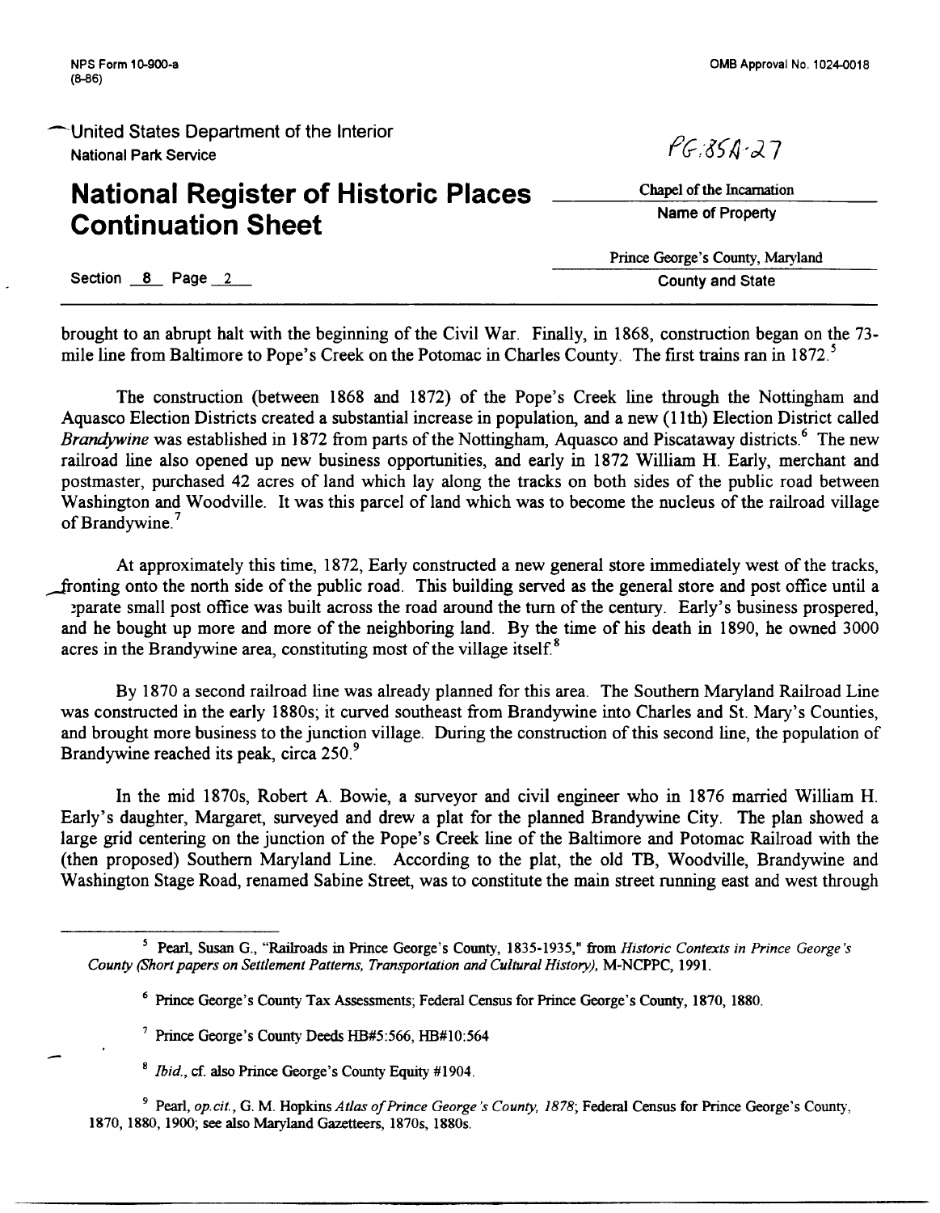brought to an abrupt halt with the beginning of the Civil War. Finally, in 1868, construction began on the 73-mile line from Baltimore to Pope's Creek on the Potomac in Charles County. The first trains ran in 1872.[5]

The construction (between 1868 and 1872) of the Pope's Creek line through the Nottingham and Aquasco Election Districts created a substantial increase in population, and a new (11th) Election District called *Brandywine* was established in 1872 from parts of the Nottingham, Aquasco and Piscataway districts.[6] The new railroad line also opened up new business opportunities, and early in 1872 William H. Early, merchant and postmaster, purchased 42 acres of land which lay along the tracks on both sides of the public road between Washington and Woodville. It was this parcel of land which was to become the nucleus of the railroad village of Brandywine.[7]

At approximately this time, 1872, Early constructed a new general store immediately west of the tracks, fronting onto the north side of the public road. This building served as the general store and post office until a separate small post office was built across the road around the turn of the century. Early's business prospered, and he bought up more and more of the neighboring land. By the time of his death in 1890, he owned 3000 acres in the Brandywine area, constituting most of the village itself.[8]

By 1870 a second railroad line was already planned for this area. The Southern Maryland Railroad Line was constructed in the early 1880s; it curved southeast from Brandywine into Charles and St. Mary's Counties, and brought more business to the junction village. During the construction of this second line, the population of Brandywine reached its peak, circa 250.[9]

In the mid 1870s, Robert A. Bowie, a surveyor and civil engineer who in 1876 married William H. Early's daughter, Margaret, surveyed and drew a plat for the planned Brandywine City. The plan showed a large grid centering on the junction of the Pope's Creek line of the Baltimore and Potomac Railroad with the (then proposed) Southern Maryland Line. According to the plat, the old TB, Woodville, Brandywine and Washington Stage Road, renamed Sabine Street, was to constitute the main street running east and west through

---

[5] Pearl, Susan G., "Railroads in Prince George's County, 1835-1935," from *Historic Contexts in Prince George's County (Short papers on Settlement Patterns, Transportation and Cultural History)*, M-NCPPC, 1991.

[6] Prince George's County Tax Assessments; Federal Census for Prince George's County, 1870, 1880.

[7] Prince George's County Deeds HB#5:566, HB#10:564

[8] *Ibid.*, cf. also Prince George's County Equity #1904.

[9] Pearl, *op.cit.*, G. M. Hopkins *Atlas of Prince George's County, 1878*; Federal Census for Prince George's County, 1870, 1880, 1900; see also Maryland Gazetteers, 1870s, 1880s.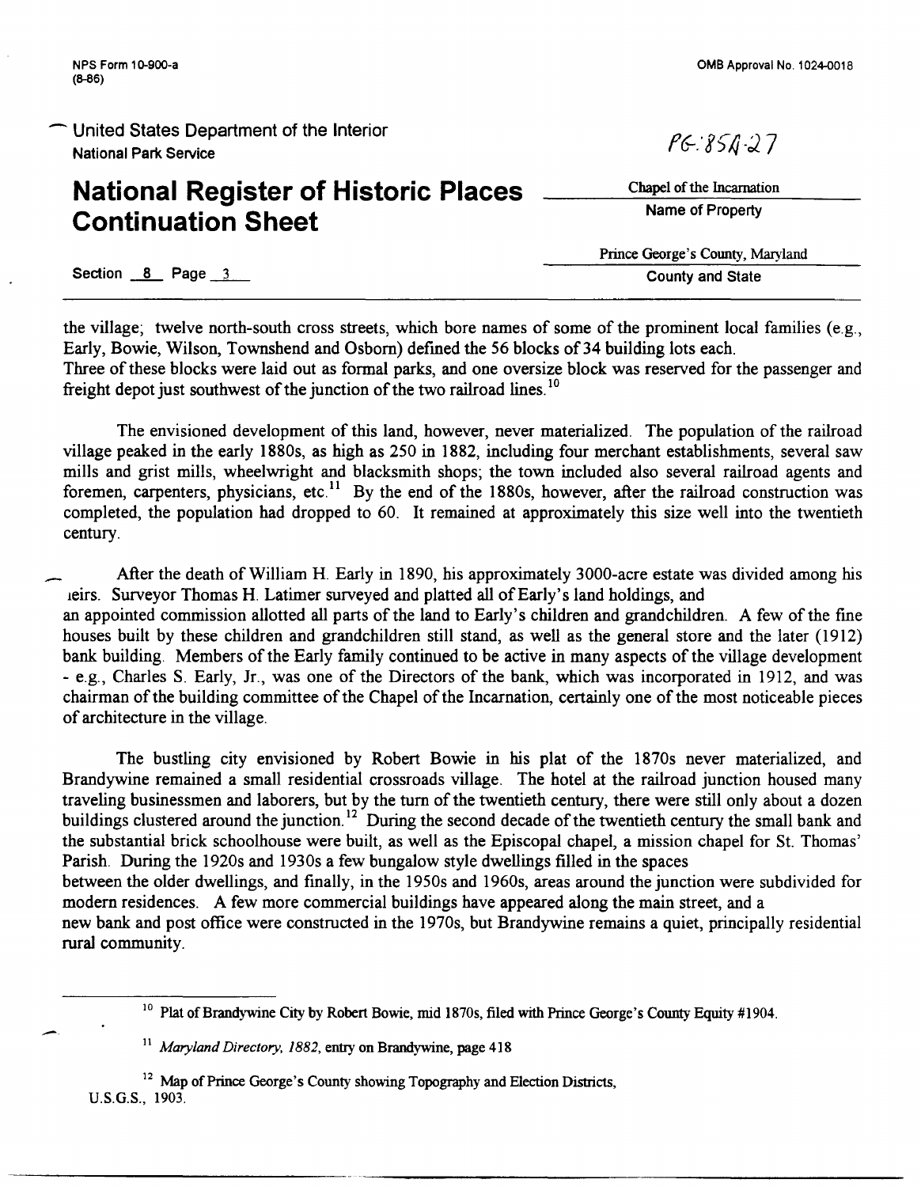the village; twelve north-south cross streets, which bore names of some of the prominent local families (e.g., Early, Bowie, Wilson, Townshend and Osborn) defined the 56 blocks of 34 building lots each. Three of these blocks were laid out as formal parks, and one oversize block was reserved for the passenger and freight depot just southwest of the junction of the two railroad lines.[10]

The envisioned development of this land, however, never materialized. The population of the railroad village peaked in the early 1880s, as high as 250 in 1882, including four merchant establishments, several saw mills and grist mills, wheelwright and blacksmith shops; the town included also several railroad agents and foremen, carpenters, physicians, etc.[11] By the end of the 1880s, however, after the railroad construction was completed, the population had dropped to 60. It remained at approximately this size well into the twentieth century.

After the death of William H. Early in 1890, his approximately 3000-acre estate was divided among his heirs. Surveyor Thomas H. Latimer surveyed and platted all of Early's land holdings, and an appointed commission allotted all parts of the land to Early's children and grandchildren. A few of the fine houses built by these children and grandchildren still stand, as well as the general store and the later (1912) bank building. Members of the Early family continued to be active in many aspects of the village development - e.g., Charles S. Early, Jr., was one of the Directors of the bank, which was incorporated in 1912, and was chairman of the building committee of the Chapel of the Incarnation, certainly one of the most noticeable pieces of architecture in the village.

The bustling city envisioned by Robert Bowie in his plat of the 1870s never materialized, and Brandywine remained a small residential crossroads village. The hotel at the railroad junction housed many traveling businessmen and laborers, but by the turn of the twentieth century, there were still only about a dozen buildings clustered around the junction.[12] During the second decade of the twentieth century the small bank and the substantial brick schoolhouse were built, as well as the Episcopal chapel, a mission chapel for St. Thomas' Parish. During the 1920s and 1930s a few bungalow style dwellings filled in the spaces between the older dwellings, and finally, in the 1950s and 1960s, areas around the junction were subdivided for modern residences. A few more commercial buildings have appeared along the main street, and a new bank and post office were constructed in the 1970s, but Brandywine remains a quiet, principally residential rural community.

---

[10] Plat of Brandywine City by Robert Bowie, mid 1870s, filed with Prince George's County Equity #1904.

[11] *Maryland Directory, 1882*, entry on Brandywine, page 418

[12] Map of Prince George's County showing Topography and Election Districts, U.S.G.S., 1903.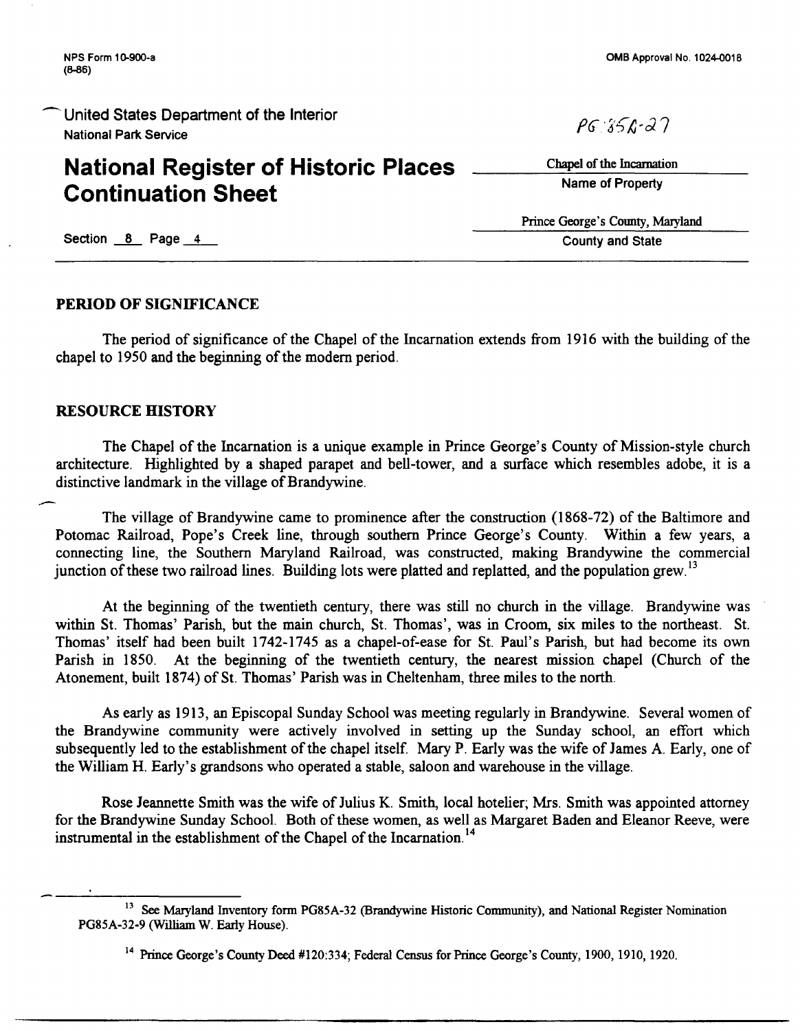## PERIOD OF SIGNIFICANCE

The period of significance of the Chapel of the Incarnation extends from 1916 with the building of the chapel to 1950 and the beginning of the modern period.

## RESOURCE HISTORY

The Chapel of the Incarnation is a unique example in Prince George's County of Mission-style church architecture. Highlighted by a shaped parapet and bell-tower, and a surface which resembles adobe, it is a distinctive landmark in the village of Brandywine.

The village of Brandywine came to prominence after the construction (1868-72) of the Baltimore and Potomac Railroad, Pope's Creek line, through southern Prince George's County. Within a few years, a connecting line, the Southern Maryland Railroad, was constructed, making Brandywine the commercial junction of these two railroad lines. Building lots were platted and replatted, and the population grew.[13]

At the beginning of the twentieth century, there was still no church in the village. Brandywine was within St. Thomas' Parish, but the main church, St. Thomas', was in Croom, six miles to the northeast. St. Thomas' itself had been built 1742-1745 as a chapel-of-ease for St. Paul's Parish, but had become its own Parish in 1850. At the beginning of the twentieth century, the nearest mission chapel (Church of the Atonement, built 1874) of St. Thomas' Parish was in Cheltenham, three miles to the north.

As early as 1913, an Episcopal Sunday School was meeting regularly in Brandywine. Several women of the Brandywine community were actively involved in setting up the Sunday school, an effort which subsequently led to the establishment of the chapel itself. Mary P. Early was the wife of James A. Early, one of the William H. Early's grandsons who operated a stable, saloon and warehouse in the village.

Rose Jeannette Smith was the wife of Julius K. Smith, local hotelier; Mrs. Smith was appointed attorney for the Brandywine Sunday School. Both of these women, as well as Margaret Baden and Eleanor Reeve, were instrumental in the establishment of the Chapel of the Incarnation.[14]

---

[13] See Maryland Inventory form PG85A-32 (Brandywine Historic Community), and National Register Nomination PG85A-32-9 (William W. Early House).

[14] Prince George's County Deed #120:334; Federal Census for Prince George's County, 1900, 1910, 1920.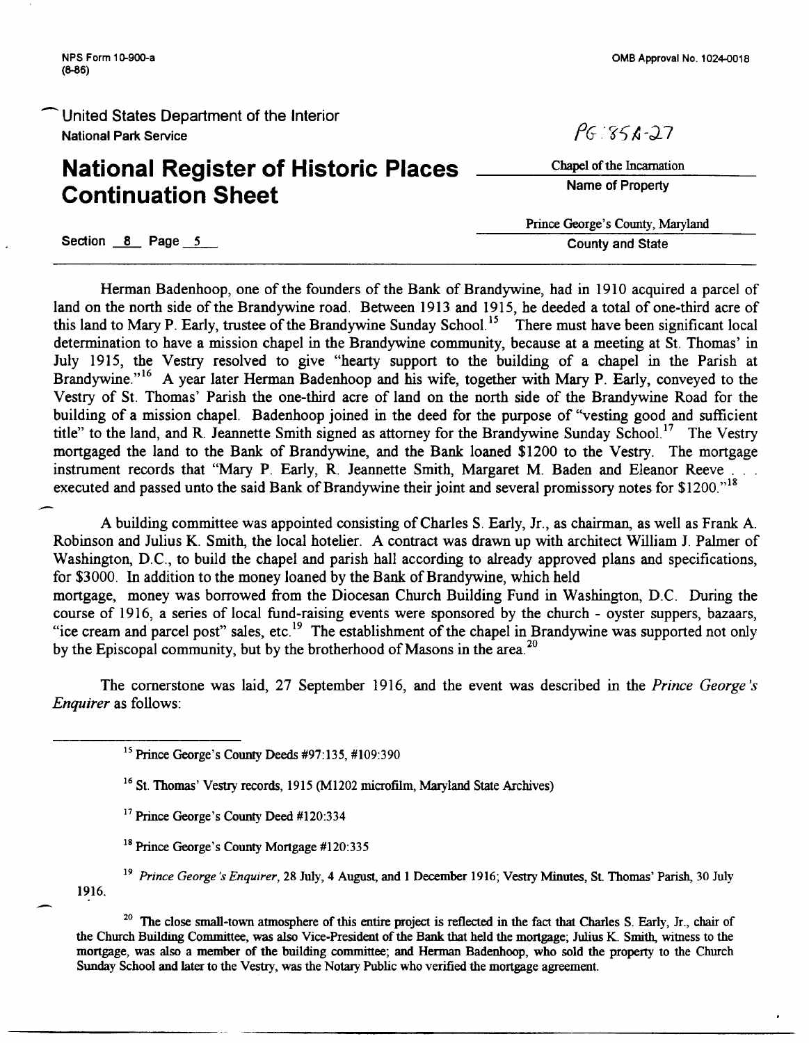Herman Badenhoop, one of the founders of the Bank of Brandywine, had in 1910 acquired a parcel of land on the north side of the Brandywine road. Between 1913 and 1915, he deeded a total of one-third acre of this land to Mary P. Early, trustee of the Brandywine Sunday School.[15] There must have been significant local determination to have a mission chapel in the Brandywine community, because at a meeting at St. Thomas' in July 1915, the Vestry resolved to give "hearty support to the building of a chapel in the Parish at Brandywine."[16] A year later Herman Badenhoop and his wife, together with Mary P. Early, conveyed to the Vestry of St. Thomas' Parish the one-third acre of land on the north side of the Brandywine Road for the building of a mission chapel. Badenhoop joined in the deed for the purpose of "vesting good and sufficient title" to the land, and R. Jeannette Smith signed as attorney for the Brandywine Sunday School.[17] The Vestry mortgaged the land to the Bank of Brandywine, and the Bank loaned $1200 to the Vestry. The mortgage instrument records that "Mary P. Early, R. Jeannette Smith, Margaret M. Baden and Eleanor Reeve . . . executed and passed unto the said Bank of Brandywine their joint and several promissory notes for $1200."[18]

A building committee was appointed consisting of Charles S. Early, Jr., as chairman, as well as Frank A. Robinson and Julius K. Smith, the local hotelier. A contract was drawn up with architect William J. Palmer of Washington, D.C., to build the chapel and parish hall according to already approved plans and specifications, for $3000. In addition to the money loaned by the Bank of Brandywine, which held mortgage, money was borrowed from the Diocesan Church Building Fund in Washington, D.C. During the course of 1916, a series of local fund-raising events were sponsored by the church - oyster suppers, bazaars, "ice cream and parcel post" sales, etc.[19] The establishment of the chapel in Brandywine was supported not only by the Episcopal community, but by the brotherhood of Masons in the area.[20]

The cornerstone was laid, 27 September 1916, and the event was described in the *Prince George's Enquirer* as follows:

---

[15] Prince George's County Deeds #97:135, #109:390

[16] St. Thomas' Vestry records, 1915 (M1202 microfilm, Maryland State Archives)

[17] Prince George's County Deed #120:334

[18] Prince George's County Mortgage #120:335

[19] *Prince George's Enquirer*, 28 July, 4 August, and 1 December 1916; Vestry Minutes, St. Thomas' Parish, 30 July 1916.

[20] The close small-town atmosphere of this entire project is reflected in the fact that Charles S. Early, Jr., chair of the Church Building Committee, was also Vice-President of the Bank that held the mortgage; Julius K. Smith, witness to the mortgage, was also a member of the building committee; and Herman Badenhoop, who sold the property to the Church Sunday School and later to the Vestry, was the Notary Public who verified the mortgage agreement.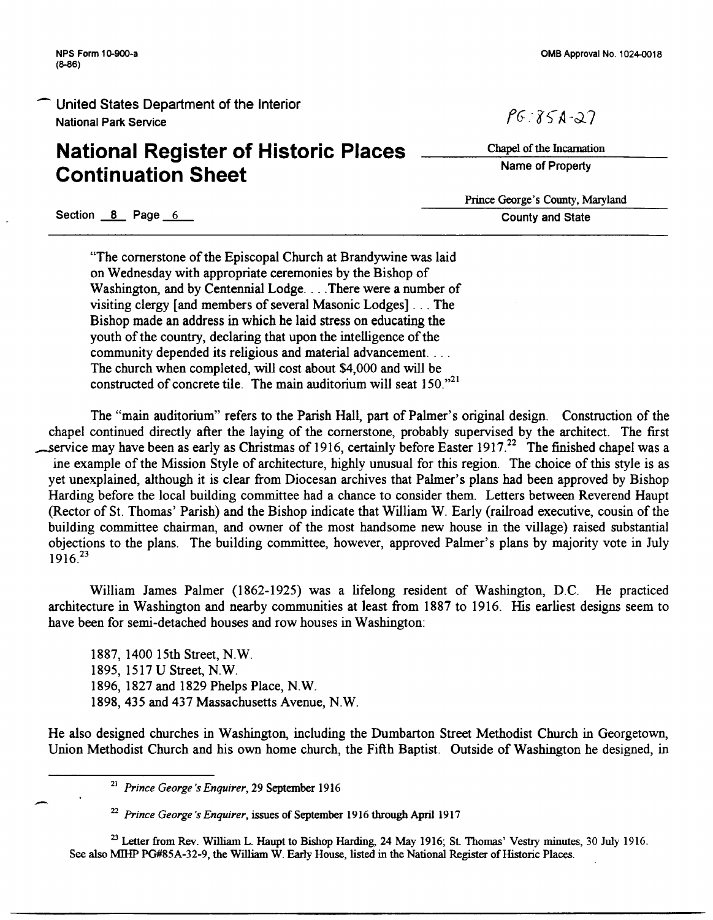"The cornerstone of the Episcopal Church at Brandywine was laid on Wednesday with appropriate ceremonies by the Bishop of Washington, and by Centennial Lodge. . . .There were a number of visiting clergy [and members of several Masonic Lodges] . . . The Bishop made an address in which he laid stress on educating the youth of the country, declaring that upon the intelligence of the community depended its religious and material advancement. . . . The church when completed, will cost about $4,000 and will be constructed of concrete tile. The main auditorium will seat 150."[21]

The "main auditorium" refers to the Parish Hall, part of Palmer's original design. Construction of the chapel continued directly after the laying of the cornerstone, probably supervised by the architect. The first service may have been as early as Christmas of 1916, certainly before Easter 1917.[22] The finished chapel was a ine example of the Mission Style of architecture, highly unusual for this region. The choice of this style is as yet unexplained, although it is clear from Diocesan archives that Palmer's plans had been approved by Bishop Harding before the local building committee had a chance to consider them. Letters between Reverend Haupt (Rector of St. Thomas' Parish) and the Bishop indicate that William W. Early (railroad executive, cousin of the building committee chairman, and owner of the most handsome new house in the village) raised substantial objections to the plans. The building committee, however, approved Palmer's plans by majority vote in July 1916.[23]

William James Palmer (1862-1925) was a lifelong resident of Washington, D.C. He practiced architecture in Washington and nearby communities at least from 1887 to 1916. His earliest designs seem to have been for semi-detached houses and row houses in Washington:

1887, 1400 15th Street, N.W.
1895, 1517 U Street, N.W.
1896, 1827 and 1829 Phelps Place, N.W.
1898, 435 and 437 Massachusetts Avenue, N.W.

He also designed churches in Washington, including the Dumbarton Street Methodist Church in Georgetown, Union Methodist Church and his own home church, the Fifth Baptist. Outside of Washington he designed, in

---

[21] *Prince George's Enquirer*, 29 September 1916

[22] *Prince George's Enquirer*, issues of September 1916 through April 1917

[23] Letter from Rev. William L. Haupt to Bishop Harding, 24 May 1916; St. Thomas' Vestry minutes, 30 July 1916. See also MIHP PG#85A-32-9, the William W. Early House, listed in the National Register of Historic Places.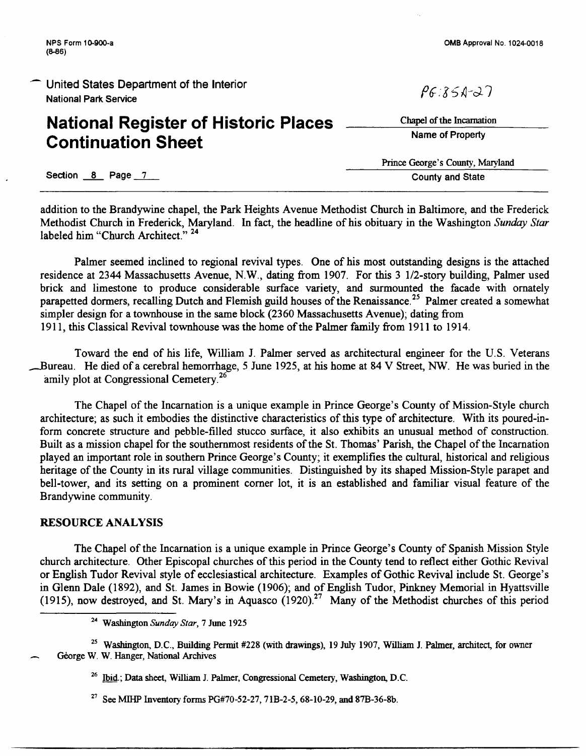addition to the Brandywine chapel, the Park Heights Avenue Methodist Church in Baltimore, and the Frederick Methodist Church in Frederick, Maryland. In fact, the headline of his obituary in the Washington *Sunday Star* labeled him "Church Architect." [24]

Palmer seemed inclined to regional revival types. One of his most outstanding designs is the attached residence at 2344 Massachusetts Avenue, N.W., dating from 1907. For this 3 1/2-story building, Palmer used brick and limestone to produce considerable surface variety, and surmounted the facade with ornately parapetted dormers, recalling Dutch and Flemish guild houses of the Renaissance.[25] Palmer created a somewhat simpler design for a townhouse in the same block (2360 Massachusetts Avenue); dating from 1911, this Classical Revival townhouse was the home of the Palmer family from 1911 to 1914.

Toward the end of his life, William J. Palmer served as architectural engineer for the U.S. Veterans Bureau. He died of a cerebral hemorrhage, 5 June 1925, at his home at 84 V Street, NW. He was buried in the amily plot at Congressional Cemetery.[26]

The Chapel of the Incarnation is a unique example in Prince George's County of Mission-Style church architecture; as such it embodies the distinctive characteristics of this type of architecture. With its poured-in-form concrete structure and pebble-filled stucco surface, it also exhibits an unusual method of construction. Built as a mission chapel for the southernmost residents of the St. Thomas' Parish, the Chapel of the Incarnation played an important role in southern Prince George's County; it exemplifies the cultural, historical and religious heritage of the County in its rural village communities. Distinguished by its shaped Mission-Style parapet and bell-tower, and its setting on a prominent corner lot, it is an established and familiar visual feature of the Brandywine community.

## RESOURCE ANALYSIS

The Chapel of the Incarnation is a unique example in Prince George's County of Spanish Mission Style church architecture. Other Episcopal churches of this period in the County tend to reflect either Gothic Revival or English Tudor Revival style of ecclesiastical architecture. Examples of Gothic Revival include St. George's in Glenn Dale (1892), and St. James in Bowie (1906); and of English Tudor, Pinkney Memorial in Hyattsville (1915), now destroyed, and St. Mary's in Aquasco (1920).[27] Many of the Methodist churches of this period

---

[24] Washington *Sunday Star*, 7 June 1925

[25] Washington, D.C., Building Permit #228 (with drawings), 19 July 1907, William J. Palmer, architect, for owner George W. W. Hanger, National Archives

[26] Ibid.; Data sheet, William J. Palmer, Congressional Cemetery, Washington, D.C.

[27] See MIHP Inventory forms PG#70-52-27, 71B-2-5, 68-10-29, and 87B-36-8b.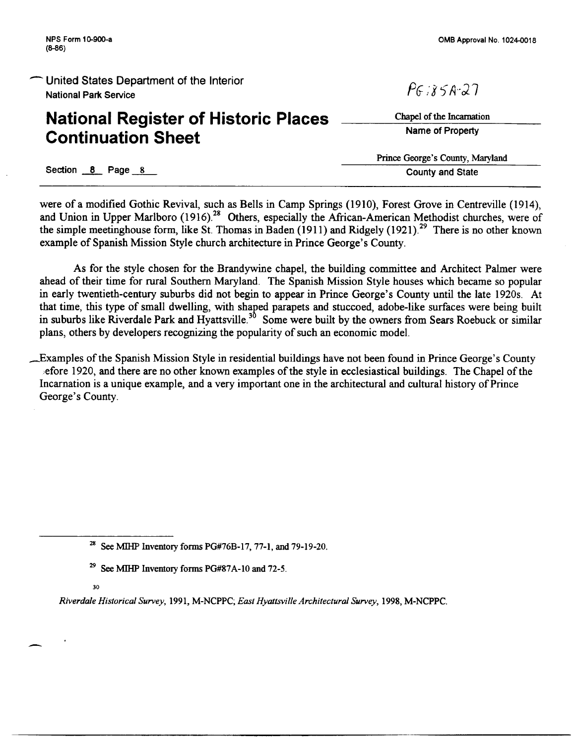NPS Form 10-900-a
(8-86)

OMB Approval No. 1024-0018

United States Department of the Interior
National Park Service

PG:85A-27

# National Register of Historic Places Continuation Sheet

Chapel of the Incarnation
Name of Property

Prince George's County, Maryland
County and State

Section 8 Page 8

were of a modified Gothic Revival, such as Bells in Camp Springs (1910), Forest Grove in Centreville (1914), and Union in Upper Marlboro (1916).[28] Others, especially the African-American Methodist churches, were of the simple meetinghouse form, like St. Thomas in Baden (1911) and Ridgely (1921).[29] There is no other known example of Spanish Mission Style church architecture in Prince George's County.

As for the style chosen for the Brandywine chapel, the building committee and Architect Palmer were ahead of their time for rural Southern Maryland. The Spanish Mission Style houses which became so popular in early twentieth-century suburbs did not begin to appear in Prince George's County until the late 1920s. At that time, this type of small dwelling, with shaped parapets and stuccoed, adobe-like surfaces were being built in suburbs like Riverdale Park and Hyattsville.[30] Some were built by the owners from Sears Roebuck or similar plans, others by developers recognizing the popularity of such an economic model.

Examples of the Spanish Mission Style in residential buildings have not been found in Prince George's County before 1920, and there are no other known examples of the style in ecclesiastical buildings. The Chapel of the Incarnation is a unique example, and a very important one in the architectural and cultural history of Prince George's County.

---

[28] See MIHP Inventory forms PG#76B-17, 77-1, and 79-19-20.

[29] See MIHP Inventory forms PG#87A-10 and 72-5.

[30] *Riverdale Historical Survey*, 1991, M-NCPPC; *East Hyattsville Architectural Survey*, 1998, M-NCPPC.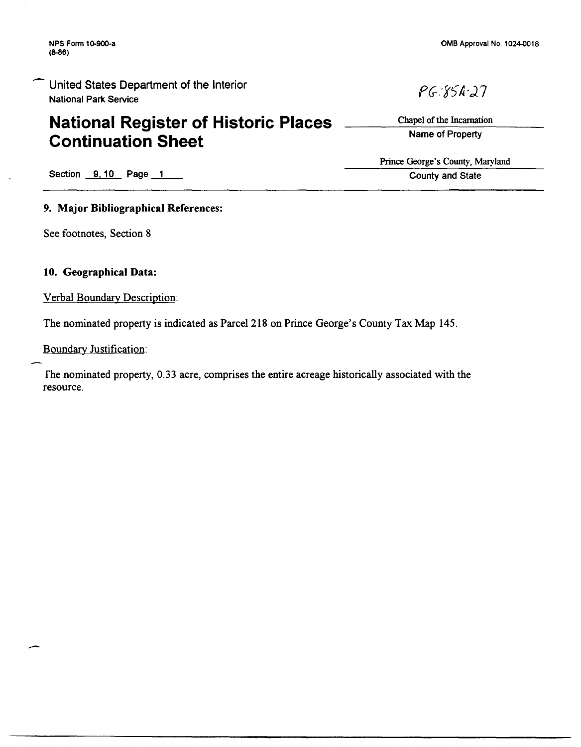NPS Form 10-900-a
(8-86)

OMB Approval No. 1024-0018

United States Department of the Interior
National Park Service

PG:85A-27

# National Register of Historic Places Continuation Sheet

Chapel of the Incarnation
Name of Property

Prince George's County, Maryland
County and State

Section 9, 10 Page 1

**9. Major Bibliographical References:**

See footnotes, Section 8

**10. Geographical Data:**

Verbal Boundary Description:

The nominated property is indicated as Parcel 218 on Prince George's County Tax Map 145.

Boundary Justification:

The nominated property, 0.33 acre, comprises the entire acreage historically associated with the resource.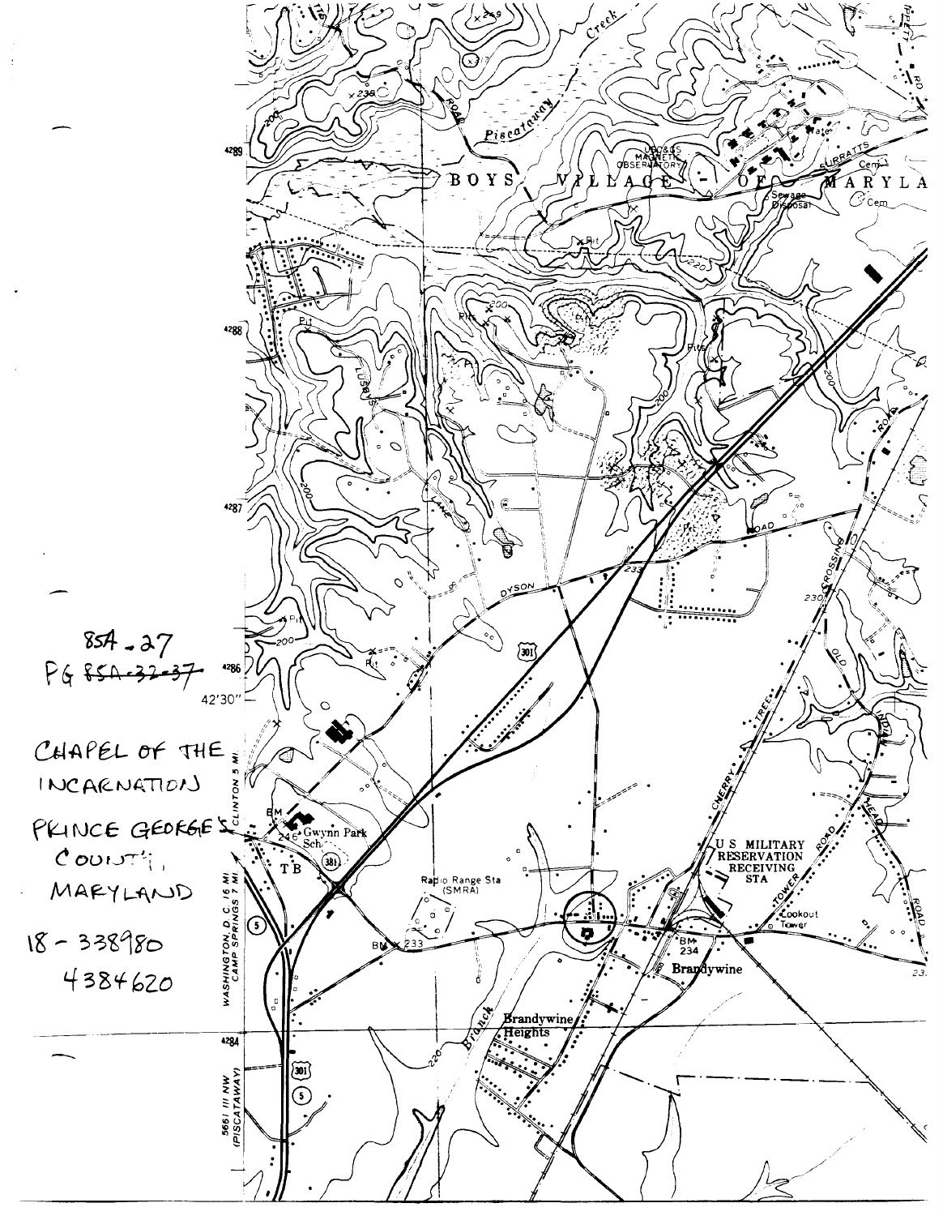85A-27

~~PG 85A-32-37~~

CHAPEL OF THE INCARNATION

PRINCE GEORGE'S COUNTY, MARYLAND

18 - 338980

4384620

42'30"

4289

4288

4287

4286

4284

CLINTON 5 MI.

WASHINGTON, D.C. 16 MI
CAMP SPRINGS 7 MI

5661 III NW
(PISCATAWAY)

Piscataway Creek

BOYS VILLAGE OF MARYLAND

USC&GS MAGNETIC OBSERVATORY

SURRATTS

Sewage Disposal

Cem

DYSON ROAD

Gwynn Park Sch

TB

BM 246

Radio Range Sta (SMRA)

BM 233

U S MILITARY RESERVATION RECEIVING STA

Lookout Tower

BM 234

Brandywine

Brandywine Heights

Branch

CHERRY TREE CROSSING ROAD

TOWER ROAD

OLD INDIAN HEAD ROAD